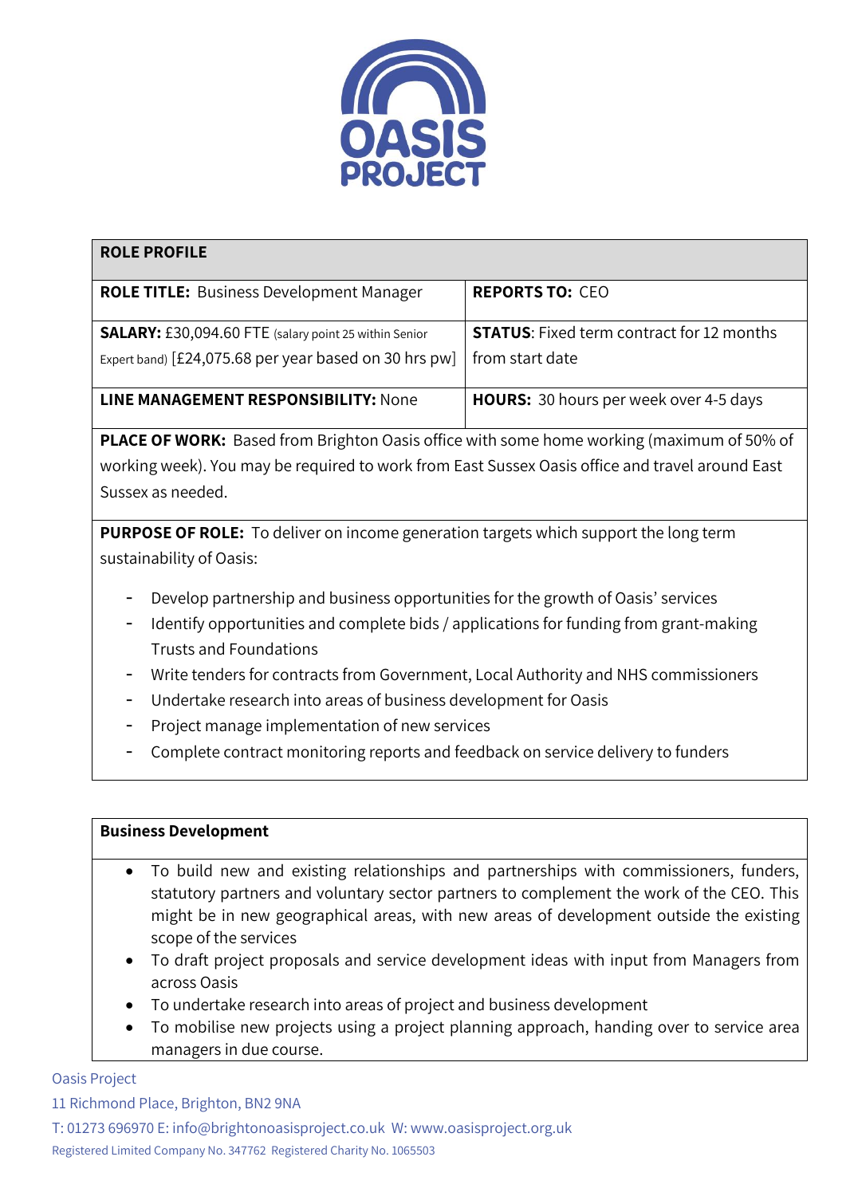OASIS PROJECT

| ROLE PROFILE | |
|---|---|
| **ROLE TITLE:** Business Development Manager | **REPORTS TO:** CEO |
| **SALARY:** £30,094.60 FTE (salary point 25 within Senior Expert band) [£24,075.68 per year based on 30 hrs pw] | **STATUS**: Fixed term contract for 12 months from start date |
| **LINE MANAGEMENT RESPONSIBILITY:** None | **HOURS:** 30 hours per week over 4-5 days |
| **PLACE OF WORK:** Based from Brighton Oasis office with some home working (maximum of 50% of working week). You may be required to work from East Sussex Oasis office and travel around East Sussex as needed. | |
| **PURPOSE OF ROLE:** To deliver on income generation targets which support the long term sustainability of Oasis: - Develop partnership and business opportunities for the growth of Oasis' services - Identify opportunities and complete bids / applications for funding from grant-making Trusts and Foundations - Write tenders for contracts from Government, Local Authority and NHS commissioners - Undertake research into areas of business development for Oasis - Project manage implementation of new services - Complete contract monitoring reports and feedback on service delivery to funders | |

**Business Development**

- To build new and existing relationships and partnerships with commissioners, funders, statutory partners and voluntary sector partners to complement the work of the CEO. This might be in new geographical areas, with new areas of development outside the existing scope of the services
- To draft project proposals and service development ideas with input from Managers from across Oasis
- To undertake research into areas of project and business development
- To mobilise new projects using a project planning approach, handing over to service area managers in due course.

Oasis Project
11 Richmond Place, Brighton, BN2 9NA
T: 01273 696970 E: info@brightonoasisproject.co.uk W: www.oasisproject.org.uk
Registered Limited Company No. 347762 Registered Charity No. 1065503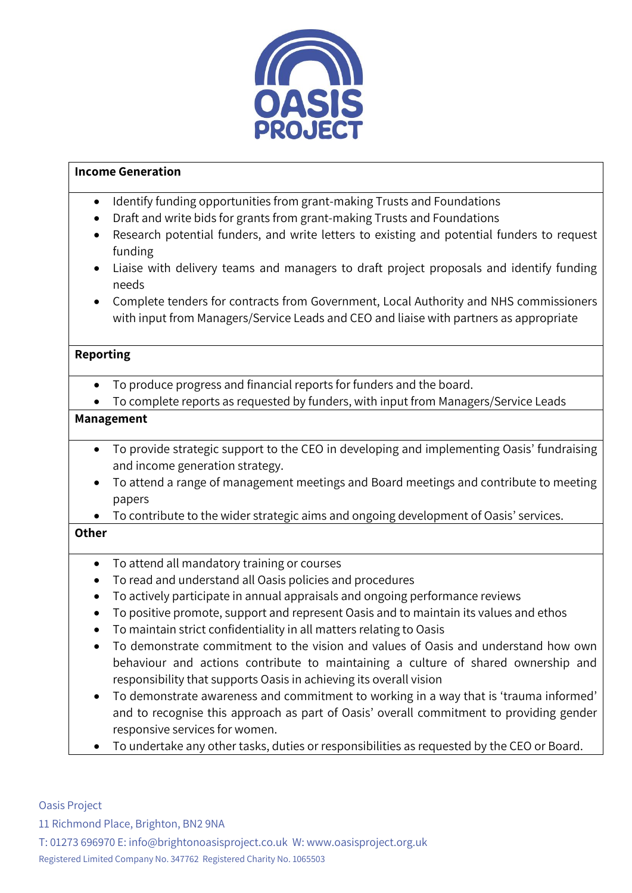**Income Generation**

- Identify funding opportunities from grant-making Trusts and Foundations
- Draft and write bids for grants from grant-making Trusts and Foundations
- Research potential funders, and write letters to existing and potential funders to request funding
- Liaise with delivery teams and managers to draft project proposals and identify funding needs
- Complete tenders for contracts from Government, Local Authority and NHS commissioners with input from Managers/Service Leads and CEO and liaise with partners as appropriate

**Reporting**

- To produce progress and financial reports for funders and the board.
- To complete reports as requested by funders, with input from Managers/Service Leads

**Management**

- To provide strategic support to the CEO in developing and implementing Oasis' fundraising and income generation strategy.
- To attend a range of management meetings and Board meetings and contribute to meeting papers
- To contribute to the wider strategic aims and ongoing development of Oasis' services.

**Other**

- To attend all mandatory training or courses
- To read and understand all Oasis policies and procedures
- To actively participate in annual appraisals and ongoing performance reviews
- To positive promote, support and represent Oasis and to maintain its values and ethos
- To maintain strict confidentiality in all matters relating to Oasis
- To demonstrate commitment to the vision and values of Oasis and understand how own behaviour and actions contribute to maintaining a culture of shared ownership and responsibility that supports Oasis in achieving its overall vision
- To demonstrate awareness and commitment to working in a way that is 'trauma informed' and to recognise this approach as part of Oasis' overall commitment to providing gender responsive services for women.
- To undertake any other tasks, duties or responsibilities as requested by the CEO or Board.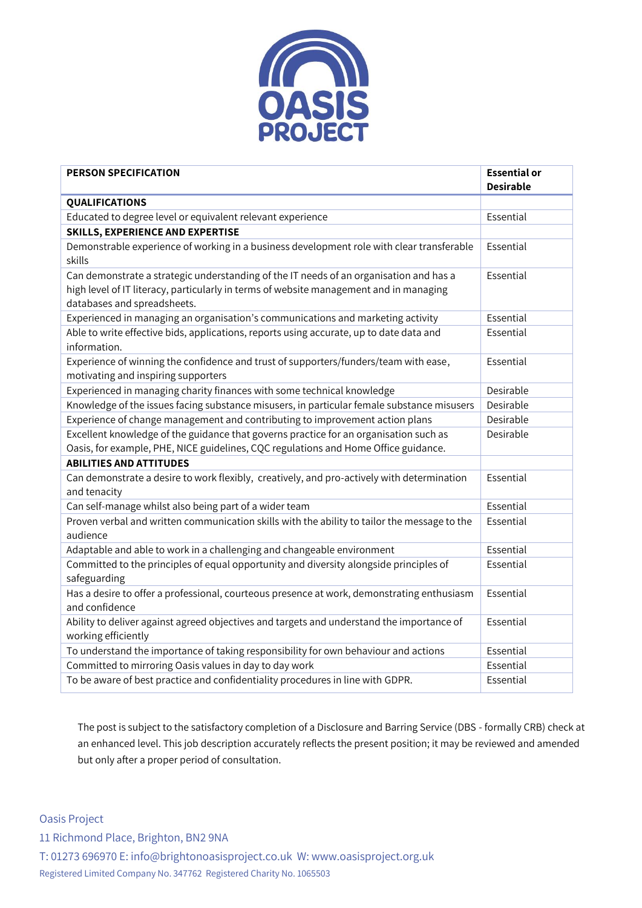| PERSON SPECIFICATION | Essential or Desirable |
|---|---|
| **QUALIFICATIONS** | |
| Educated to degree level or equivalent relevant experience | Essential |
| **SKILLS, EXPERIENCE AND EXPERTISE** | |
| Demonstrable experience of working in a business development role with clear transferable skills | Essential |
| Can demonstrate a strategic understanding of the IT needs of an organisation and has a high level of IT literacy, particularly in terms of website management and in managing databases and spreadsheets. | Essential |
| Experienced in managing an organisation's communications and marketing activity | Essential |
| Able to write effective bids, applications, reports using accurate, up to date data and information. | Essential |
| Experience of winning the confidence and trust of supporters/funders/team with ease, motivating and inspiring supporters | Essential |
| Experienced in managing charity finances with some technical knowledge | Desirable |
| Knowledge of the issues facing substance misusers, in particular female substance misusers | Desirable |
| Experience of change management and contributing to improvement action plans | Desirable |
| Excellent knowledge of the guidance that governs practice for an organisation such as Oasis, for example, PHE, NICE guidelines, CQC regulations and Home Office guidance. | Desirable |
| **ABILITIES AND ATTITUDES** | |
| Can demonstrate a desire to work flexibly, creatively, and pro-actively with determination and tenacity | Essential |
| Can self-manage whilst also being part of a wider team | Essential |
| Proven verbal and written communication skills with the ability to tailor the message to the audience | Essential |
| Adaptable and able to work in a challenging and changeable environment | Essential |
| Committed to the principles of equal opportunity and diversity alongside principles of safeguarding | Essential |
| Has a desire to offer a professional, courteous presence at work, demonstrating enthusiasm and confidence | Essential |
| Ability to deliver against agreed objectives and targets and understand the importance of working efficiently | Essential |
| To understand the importance of taking responsibility for own behaviour and actions | Essential |
| Committed to mirroring Oasis values in day to day work | Essential |
| To be aware of best practice and confidentiality procedures in line with GDPR. | Essential |

The post is subject to the satisfactory completion of a Disclosure and Barring Service (DBS - formally CRB) check at an enhanced level. This job description accurately reflects the present position; it may be reviewed and amended but only after a proper period of consultation.

Oasis Project
11 Richmond Place, Brighton, BN2 9NA
T: 01273 696970 E: info@brightonoasisproject.co.uk W: www.oasisproject.org.uk
Registered Limited Company No. 347762 Registered Charity No. 1065503